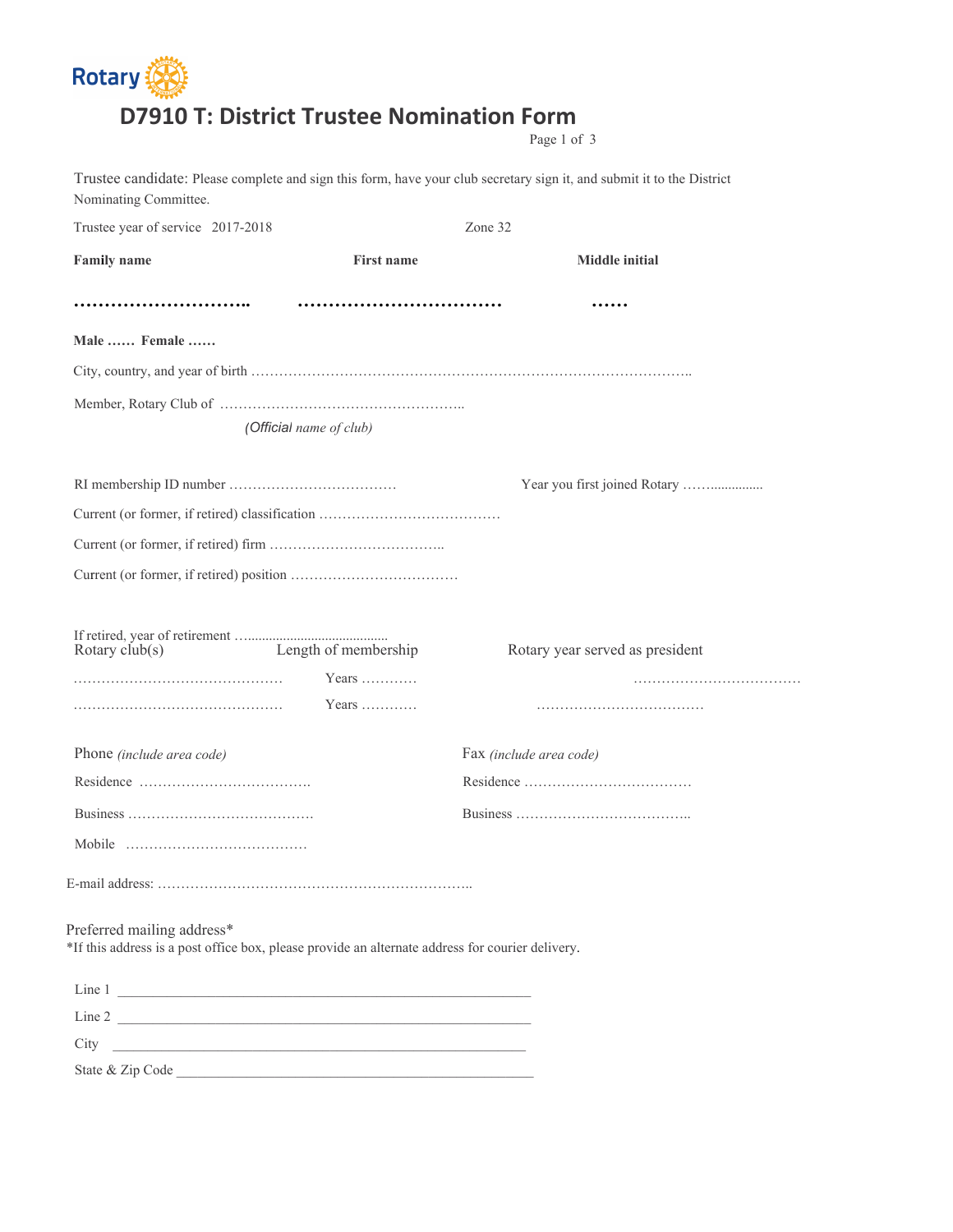Rotary

# D7910 T: District Trustee Nomination Form

Trustee candidate: Please complete and sign this form, have your club secretary sign it, and submit it to the District Nominating Committee.

Trustee year of service 2017-2018 Zone 32

| Family name | First name | Middle initial |
|---|---|---|
| ………………………….. | …………………………….… | …… |

**Male …… Female ……**

City, country, and year of birth ………………………………………………………………………………..

Member, Rotary Club of ……………………………………………..

*(Official name of club)*

RI membership ID number ……………………………… Year you first joined Rotary …….…............

Current (or former, if retired) classification …………………………………

Current (or former, if retired) position ………………………………

Current (or former, if retired) firm ………………………………..

If retired, year of retirement …........................................

| Rotary club(s) | Length of membership | Rotary year served as president |
|---|---|---|
| ……………………………………… | Years ……….. | ……………………………… |
| ……………………………………… | Years ……….. | ……………………………… |

| Phone *(include area code)* | Fax *(include area code)* |
|---|---|
| Residence ………………………………. | Residence ……………………………… |
| Business …………………………………. | Business ……………………………….. |
| Mobile ………………………………… | |

E-mail address: …………………………………………………………..

Preferred mailing address*

*If this address is a post office box, please provide an alternate address for courier delivery.

Line 1 ___________________________________________________________

Line 2 ___________________________________________________________

City ___________________________________________________________

State & Zip Code ____________________________________________________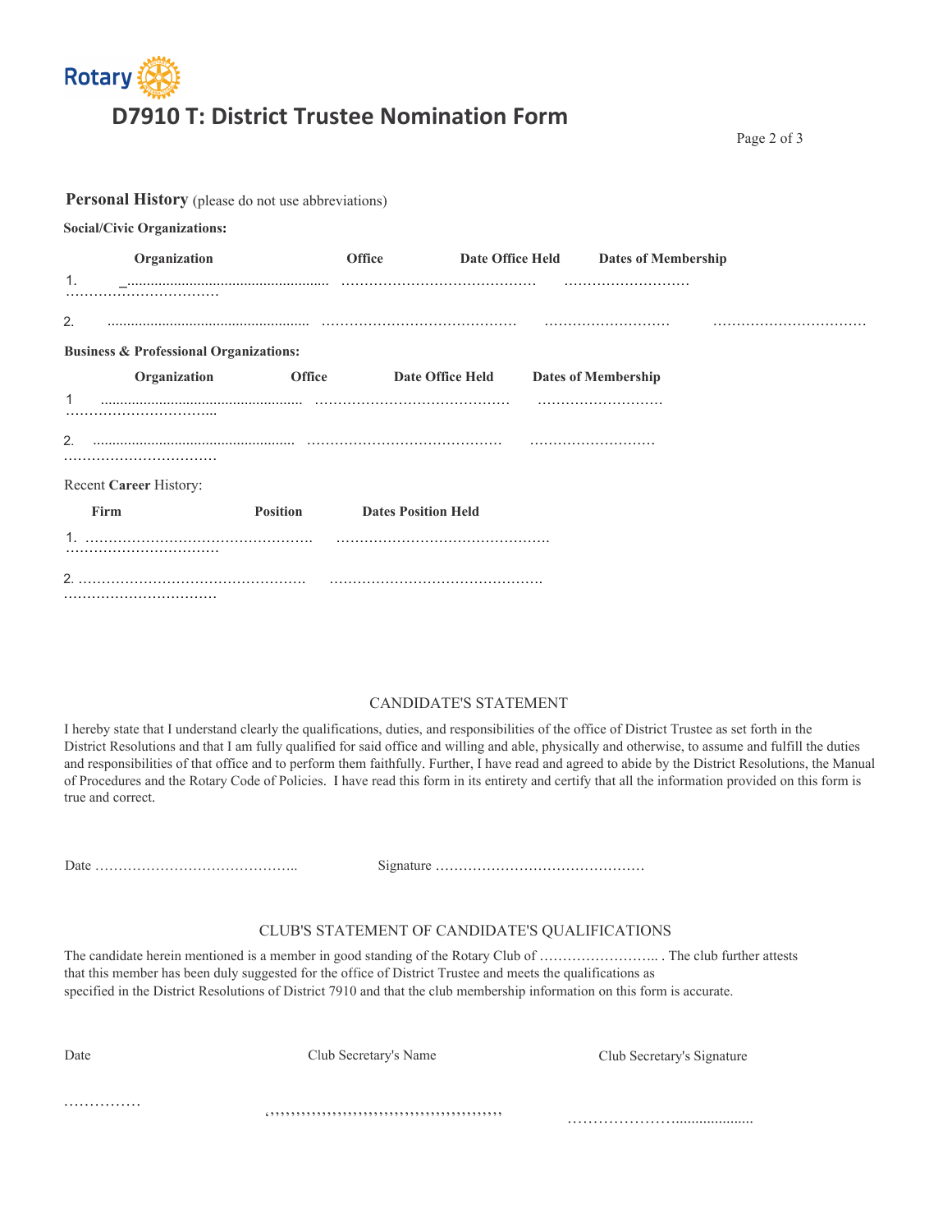# D7910 T: District Trustee Nomination Form

**Personal History** (please do not use abbreviations)

**Social/Civic Organizations:**

| | Organization | Office | Date Office Held | Dates of Membership |
|---|---|---|---|---|
| 1. | | | | |
| 2. | | | | |

**Business & Professional Organizations:**

| | Organization | Office | Date Office Held | Dates of Membership |
|---|---|---|---|---|
| 1 | | | | |
| 2. | | | | |

Recent **Career** History:

| | Firm | Position | Dates Position Held |
|---|---|---|---|
| 1. | | | |
| 2. | | | |

## CANDIDATE'S STATEMENT

I hereby state that I understand clearly the qualifications, duties, and responsibilities of the office of District Trustee as set forth in the District Resolutions and that I am fully qualified for said office and willing and able, physically and otherwise, to assume and fulfill the duties and responsibilities of that office and to perform them faithfully. Further, I have read and agreed to abide by the District Resolutions, the Manual of Procedures and the Rotary Code of Policies. I have read this form in its entirety and certify that all the information provided on this form is true and correct.

Date …………………………………….. Signature ………………………………………

## CLUB'S STATEMENT OF CANDIDATE'S QUALIFICATIONS

The candidate herein mentioned is a member in good standing of the Rotary Club of …………………….. . The club further attests that this member has been duly suggested for the office of District Trustee and meets the qualifications as specified in the District Resolutions of District 7910 and that the club membership information on this form is accurate.

| Date | Club Secretary's Name | Club Secretary's Signature |
|---|---|---|
| …………… | | ………………….................... |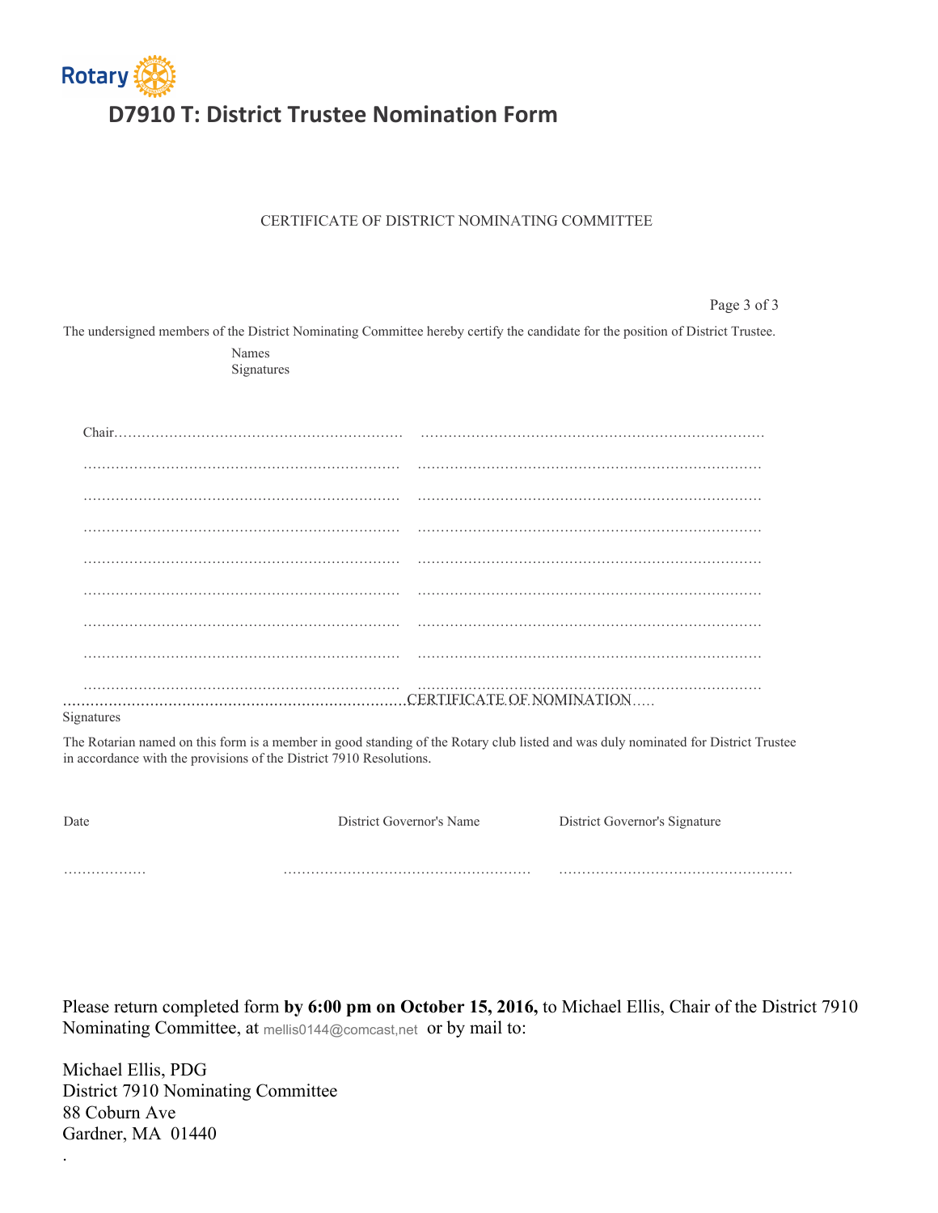Rotary

# D7910 T: District Trustee Nomination Form

## CERTIFICATE OF DISTRICT NOMINATING COMMITTEE

The undersigned members of the District Nominating Committee hereby certify the candidate for the position of District Trustee.

| Names | Signatures |
|---|---|
| Chair……………………………………………………… | ………………………………………………………………… |
| …………………………………………………………… | ………………………………………………………………… |
| …………………………………………………………… | ………………………………………………………………… |
| …………………………………………………………… | ………………………………………………………………… |
| …………………………………………………………… | ………………………………………………………………… |
| …………………………………………………………… | ………………………………………………………………… |
| …………………………………………………………… | ………………………………………………………………… |
| …………………………………………………………… | ………………………………………………………………… |
| …………………………………………………………… | ………………………………………………………………… |

## CERTIFICATE OF NOMINATION

Signatures

The Rotarian named on this form is a member in good standing of the Rotary club listed and was duly nominated for District Trustee in accordance with the provisions of the District 7910 Resolutions.

| Date | District Governor's Name | District Governor's Signature |
|---|---|---|
| ……………… | ……………………………………………… | ……………………………………………… |

Please return completed form **by 6:00 pm on October 15, 2016,** to Michael Ellis, Chair of the District 7910 Nominating Committee, at mellis0144@comcast,net or by mail to:

Michael Ellis, PDG
District 7910 Nominating Committee
88 Coburn Ave
Gardner, MA 01440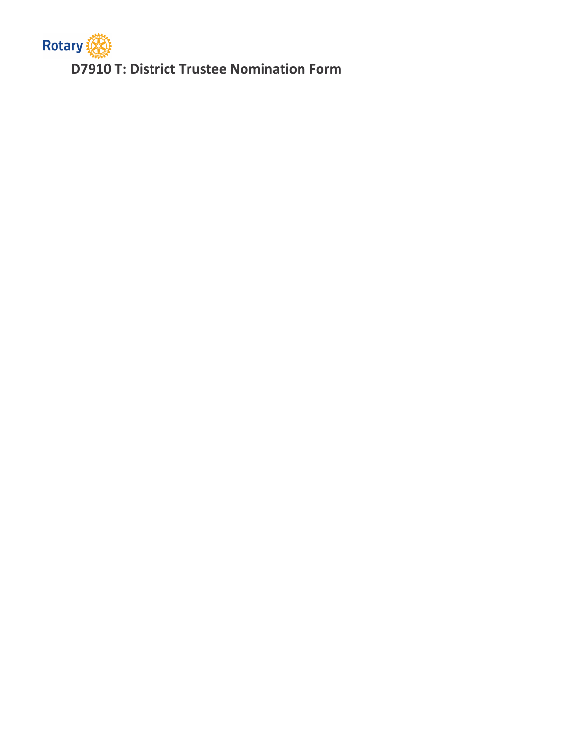Rotary

# D7910 T: District Trustee Nomination Form